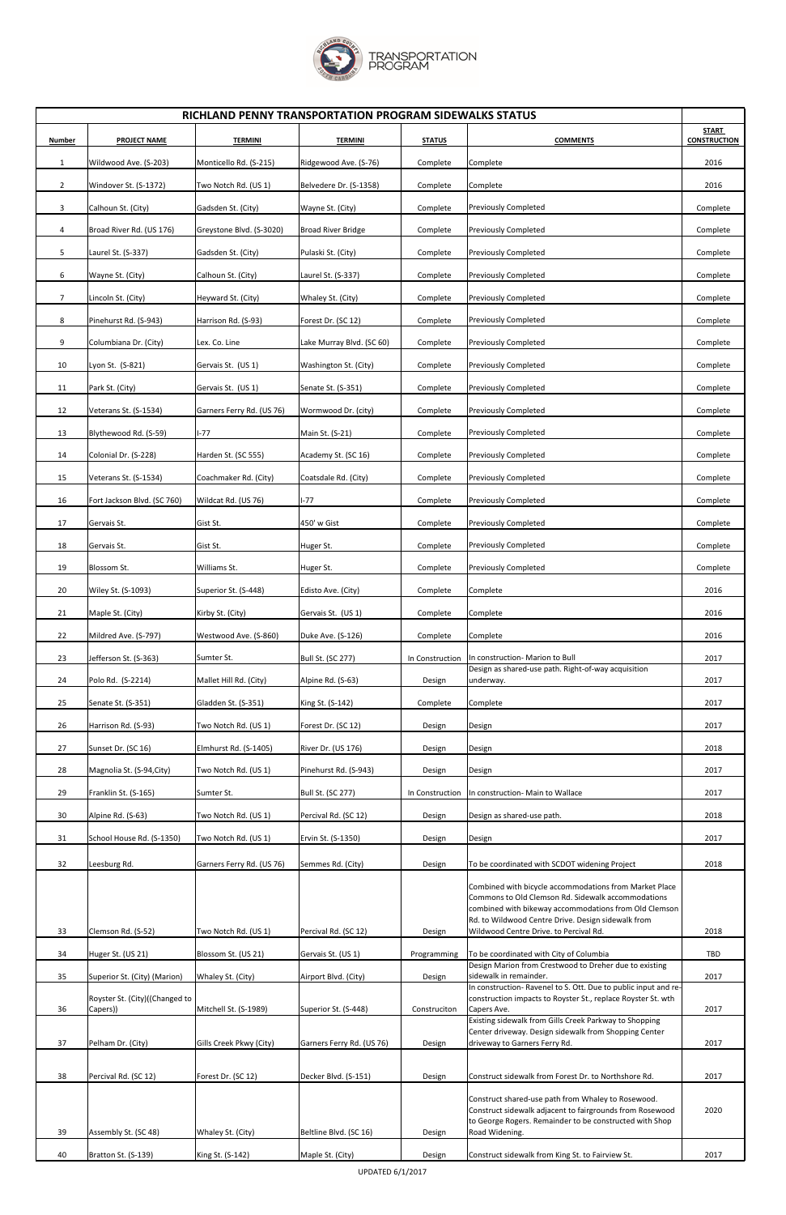# RICHLAND PENNY TRANSPORTATION PROGRAM SIDEWALKS STATUS

| Number | PROJECT NAME | TERMINI | TERMINI | STATUS | COMMENTS | START CONSTRUCTION |
|---|---|---|---|---|---|---|
| 1 | Wildwood Ave. (S-203) | Monticello Rd. (S-215) | Ridgewood Ave. (S-76) | Complete | Complete | 2016 |
| 2 | Windover St. (S-1372) | Two Notch Rd. (US 1) | Belvedere Dr. (S-1358) | Complete | Complete | 2016 |
| 3 | Calhoun St. (City) | Gadsden St. (City) | Wayne St. (City) | Complete | Previously Completed | Complete |
| 4 | Broad River Rd. (US 176) | Greystone Blvd. (S-3020) | Broad River Bridge | Complete | Previously Completed | Complete |
| 5 | Laurel St. (S-337) | Gadsden St. (City) | Pulaski St. (City) | Complete | Previously Completed | Complete |
| 6 | Wayne St. (City) | Calhoun St. (City) | Laurel St. (S-337) | Complete | Previously Completed | Complete |
| 7 | Lincoln St. (City) | Heyward St. (City) | Whaley St. (City) | Complete | Previously Completed | Complete |
| 8 | Pinehurst Rd. (S-943) | Harrison Rd. (S-93) | Forest Dr. (SC 12) | Complete | Previously Completed | Complete |
| 9 | Columbiana Dr. (City) | Lex. Co. Line | Lake Murray Blvd. (SC 60) | Complete | Previously Completed | Complete |
| 10 | Lyon St. (S-821) | Gervais St. (US 1) | Washington St. (City) | Complete | Previously Completed | Complete |
| 11 | Park St. (City) | Gervais St. (US 1) | Senate St. (S-351) | Complete | Previously Completed | Complete |
| 12 | Veterans St. (S-1534) | Garners Ferry Rd. (US 76) | Wormwood Dr. (city) | Complete | Previously Completed | Complete |
| 13 | Blythewood Rd. (S-59) | I-77 | Main St. (S-21) | Complete | Previously Completed | Complete |
| 14 | Colonial Dr. (S-228) | Harden St. (SC 555) | Academy St. (SC 16) | Complete | Previously Completed | Complete |
| 15 | Veterans St. (S-1534) | Coachmaker Rd. (City) | Coatsdale Rd. (City) | Complete | Previously Completed | Complete |
| 16 | Fort Jackson Blvd. (SC 760) | Wildcat Rd. (US 76) | I-77 | Complete | Previously Completed | Complete |
| 17 | Gervais St. | Gist St. | 450' w Gist | Complete | Previously Completed | Complete |
| 18 | Gervais St. | Gist St. | Huger St. | Complete | Previously Completed | Complete |
| 19 | Blossom St. | Williams St. | Huger St. | Complete | Previously Completed | Complete |
| 20 | Wiley St. (S-1093) | Superior St. (S-448) | Edisto Ave. (City) | Complete | Complete | 2016 |
| 21 | Maple St. (City) | Kirby St. (City) | Gervais St. (US 1) | Complete | Complete | 2016 |
| 22 | Mildred Ave. (S-797) | Westwood Ave. (S-860) | Duke Ave. (S-126) | Complete | Complete | 2016 |
| 23 | Jefferson St. (S-363) | Sumter St. | Bull St. (SC 277) | In Construction | In construction- Marion to Bull | 2017 |
| 24 | Polo Rd. (S-2214) | Mallet Hill Rd. (City) | Alpine Rd. (S-63) | Design | Design as shared-use path. Right-of-way acquisition underway. | 2017 |
| 25 | Senate St. (S-351) | Gladden St. (S-351) | King St. (S-142) | Complete | Complete | 2017 |
| 26 | Harrison Rd. (S-93) | Two Notch Rd. (US 1) | Forest Dr. (SC 12) | Design | Design | 2017 |
| 27 | Sunset Dr. (SC 16) | Elmhurst Rd. (S-1405) | River Dr. (US 176) | Design | Design | 2018 |
| 28 | Magnolia St. (S-94,City) | Two Notch Rd. (US 1) | Pinehurst Rd. (S-943) | Design | Design | 2017 |
| 29 | Franklin St. (S-165) | Sumter St. | Bull St. (SC 277) | In Construction | In construction- Main to Wallace | 2017 |
| 30 | Alpine Rd. (S-63) | Two Notch Rd. (US 1) | Percival Rd. (SC 12) | Design | Design as shared-use path. | 2018 |
| 31 | School House Rd. (S-1350) | Two Notch Rd. (US 1) | Ervin St. (S-1350) | Design | Design | 2017 |
| 32 | Leesburg Rd. | Garners Ferry Rd. (US 76) | Semmes Rd. (City) | Design | To be coordinated with SCDOT widening Project | 2018 |
| 33 | Clemson Rd. (S-52) | Two Notch Rd. (US 1) | Percival Rd. (SC 12) | Design | Combined with bicycle accommodations from Market Place Commons to Old Clemson Rd. Sidewalk accommodations combined with bikeway accommodations from Old Clemson Rd. to Wildwood Centre Drive. Design sidewalk from Wildwood Centre Drive. to Percival Rd. | 2018 |
| 34 | Huger St. (US 21) | Blossom St. (US 21) | Gervais St. (US 1) | Programming | To be coordinated with City of Columbia | TBD |
| 35 | Superior St. (City) (Marion) | Whaley St. (City) | Airport Blvd. (City) | Design | Design Marion from Crestwood to Dreher due to existing sidewalk in remainder. | 2017 |
| 36 | Royster St. (City)((Changed to Capers)) | Mitchell St. (S-1989) | Superior St. (S-448) | Construciton | In construction- Ravenel to S. Ott. Due to public input and re-construction impacts to Royster St., replace Royster St. wth Capers Ave. | 2017 |
| 37 | Pelham Dr. (City) | Gills Creek Pkwy (City) | Garners Ferry Rd. (US 76) | Design | Existing sidewalk from Gills Creek Parkway to Shopping Center driveway. Design sidewalk from Shopping Center driveway to Garners Ferry Rd. | 2017 |
| 38 | Percival Rd. (SC 12) | Forest Dr. (SC 12) | Decker Blvd. (S-151) | Design | Construct sidewalk from Forest Dr. to Northshore Rd. | 2017 |
| 39 | Assembly St. (SC 48) | Whaley St. (City) | Beltline Blvd. (SC 16) | Design | Construct shared-use path from Whaley to Rosewood. Construct sidewalk adjacent to fairgrounds from Rosewood to George Rogers. Remainder to be constructed with Shop Road Widening. | 2020 |
| 40 | Bratton St. (S-139) | King St. (S-142) | Maple St. (City) | Design | Construct sidewalk from King St. to Fairview St. | 2017 |

UPDATED 6/1/2017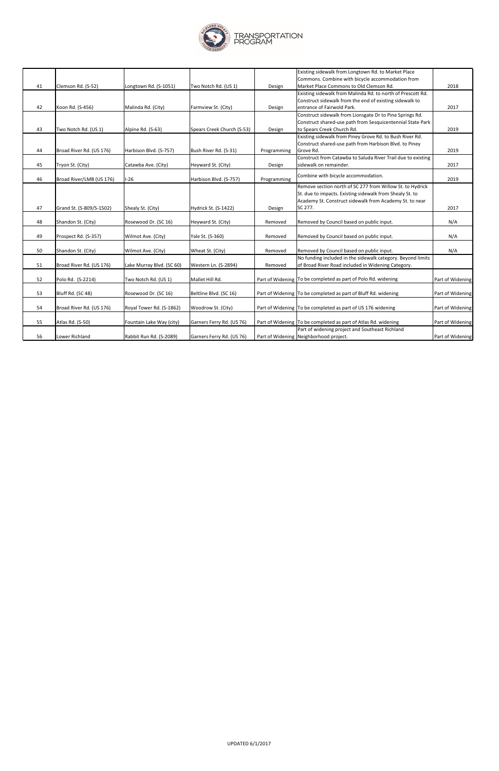| | | | | | | |
|---|---|---|---|---|---|---|
| 41 | Clemson Rd. (S-52) | Longtown Rd. (S-1051) | Two Notch Rd. (US 1) | Design | Existing sidewalk from Longtown Rd. to Market Place Commons. Combine with bicycle accommodation from Market Place Commons to Old Clemson Rd. | 2018 |
| 42 | Koon Rd. (S-456) | Malinda Rd. (City) | Farmview St. (City) | Design | Existing sidewalk from Malinda Rd. to north of Prescott Rd. Construct sidewalk from the end of existing sidewalk to entrance of Fairwold Park. | 2017 |
| 43 | Two Notch Rd. (US 1) | Alpine Rd. (S-63) | Spears Creek Church (S-53) | Design | Construct sidewalk from Lionsgate Dr to Pine Springs Rd. Construct shared-use path from Sesquicentennial State Park to Spears Creek Church Rd. | 2019 |
| 44 | Broad River Rd. (US 176) | Harbison Blvd. (S-757) | Bush River Rd. (S-31) | Programming | Existing sidewalk from Piney Grove Rd. to Bush River Rd. Construct shared-use path from Harbison Blvd. to Piney Grove Rd. | 2019 |
| 45 | Tryon St. (City) | Catawba Ave. (City) | Heyward St. (City) | Design | Construct from Catawba to Saluda River Trail due to existing sidewalk on remainder. | 2017 |
| 46 | Broad River/LMB (US 176) | I-26 | Harbison Blvd. (S-757) | Programming | Combine with bicycle accommodation. | 2019 |
| 47 | Grand St. (S-809/S-1502) | Shealy St. (City) | Hydrick St. (S-1422) | Design | Remove section north of SC 277 from Willow St. to Hydrick St. due to impacts. Existing sidewalk from Shealy St. to Academy St. Construct sidewalk from Academy St. to near SC 277. | 2017 |
| 48 | Shandon St. (City) | Rosewood Dr. (SC 16) | Heyward St. (City) | Removed | Removed by Council based on public input. | N/A |
| 49 | Prospect Rd. (S-357) | Wilmot Ave. (City) | Yale St. (S-360) | Removed | Removed by Council based on public input. | N/A |
| 50 | Shandon St. (City) | Wilmot Ave. (City) | Wheat St. (City) | Removed | Removed by Council based on public input. | N/A |
| 51 | Broad River Rd. (US 176) | Lake Murray Blvd. (SC 60) | Western Ln. (S-2894) | Removed | No funding included in the sidewalk category. Beyond limits of Broad River Road included in Widening Category. | |
| 52 | Polo Rd. (S-2214) | Two Notch Rd. (US 1) | Mallet Hill Rd. | Part of Widening | To be completed as part of Polo Rd. widening | Part of Widening |
| 53 | Bluff Rd. (SC 48) | Rosewood Dr. (SC 16) | Beltline Blvd. (SC 16) | Part of Widening | To be completed as part of Bluff Rd. widening | Part of Widening |
| 54 | Broad River Rd. (US 176) | Royal Tower Rd. (S-1862) | Woodrow St. (City) | Part of Widening | To be completed as part of US 176 widening | Part of Widening |
| 55 | Atlas Rd. (S-50) | Fountain Lake Way (city) | Garners Ferry Rd. (US 76) | Part of Widening | To be completed as part of Atlas Rd. widening | Part of Widening |
| 56 | Lower Richland | Rabbit Run Rd. (S-2089) | Garners Ferry Rd. (US 76) | Part of Widening | Part of widening project and Southeast Richland Neighborhood project. | Part of Widening |

UPDATED 6/1/2017